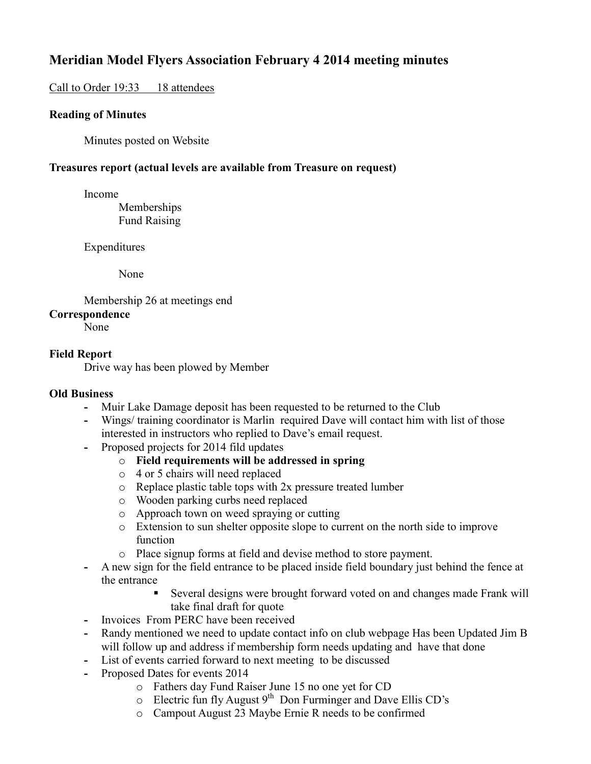# Meridian Model Flyers Association February 4 2014 meeting minutes

Call to Order 19:33      18 attendees

**Reading of Minutes**

Minutes posted on Website

**Treasures report (actual levels are available from Treasure on request)**

Income
- Memberships
- Fund Raising

Expenditures

- None

Membership 26 at meetings end

**Correspondence**

None

**Field Report**

Drive way has been plowed by Member

**Old Business**

- Muir Lake Damage deposit has been requested to be returned to the Club
- Wings/ training coordinator is Marlin required Dave will contact him with list of those interested in instructors who replied to Dave's email request.
- Proposed projects for 2014 fild updates
  - **Field requirements will be addressed in spring**
  - 4 or 5 chairs will need replaced
  - Replace plastic table tops with 2x pressure treated lumber
  - Wooden parking curbs need replaced
  - Approach town on weed spraying or cutting
  - Extension to sun shelter opposite slope to current on the north side to improve function
  - Place signup forms at field and devise method to store payment.
- A new sign for the field entrance to be placed inside field boundary just behind the fence at the entrance
  - Several designs were brought forward voted on and changes made Frank will take final draft for quote
- Invoices From PERC have been received
- Randy mentioned we need to update contact info on club webpage Has been Updated Jim B will follow up and address if membership form needs updating and have that done
- List of events carried forward to next meeting to be discussed
- Proposed Dates for events 2014
  - Fathers day Fund Raiser June 15 no one yet for CD
  - Electric fun fly August 9th Don Furminger and Dave Ellis CD's
  - Campout August 23 Maybe Ernie R needs to be confirmed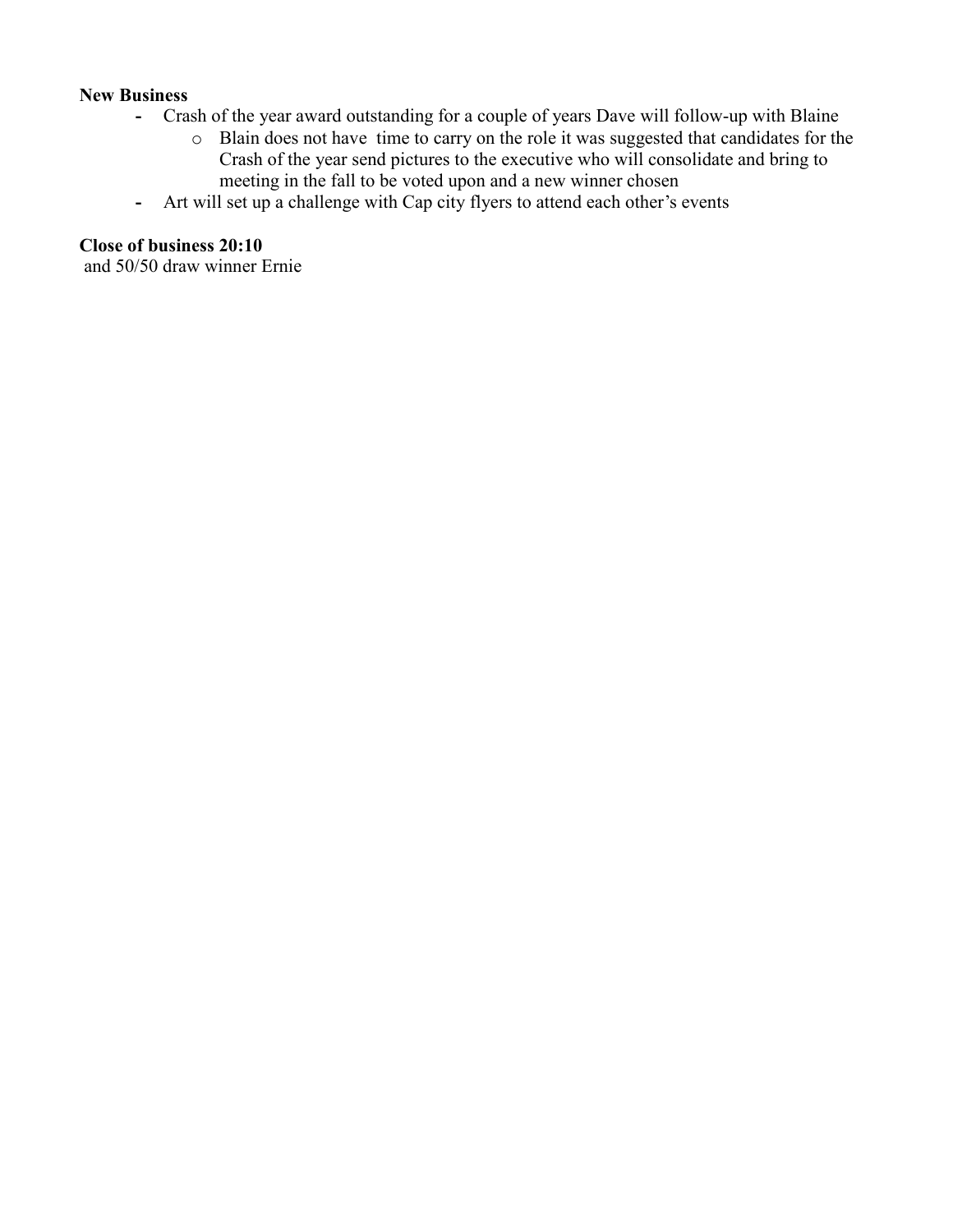**New Business**

- Crash of the year award outstanding for a couple of years Dave will follow-up with Blaine
    - Blain does not have time to carry on the role it was suggested that candidates for the Crash of the year send pictures to the executive who will consolidate and bring to meeting in the fall to be voted upon and a new winner chosen
- Art will set up a challenge with Cap city flyers to attend each other's events

**Close of business 20:10**

and 50/50 draw winner Ernie